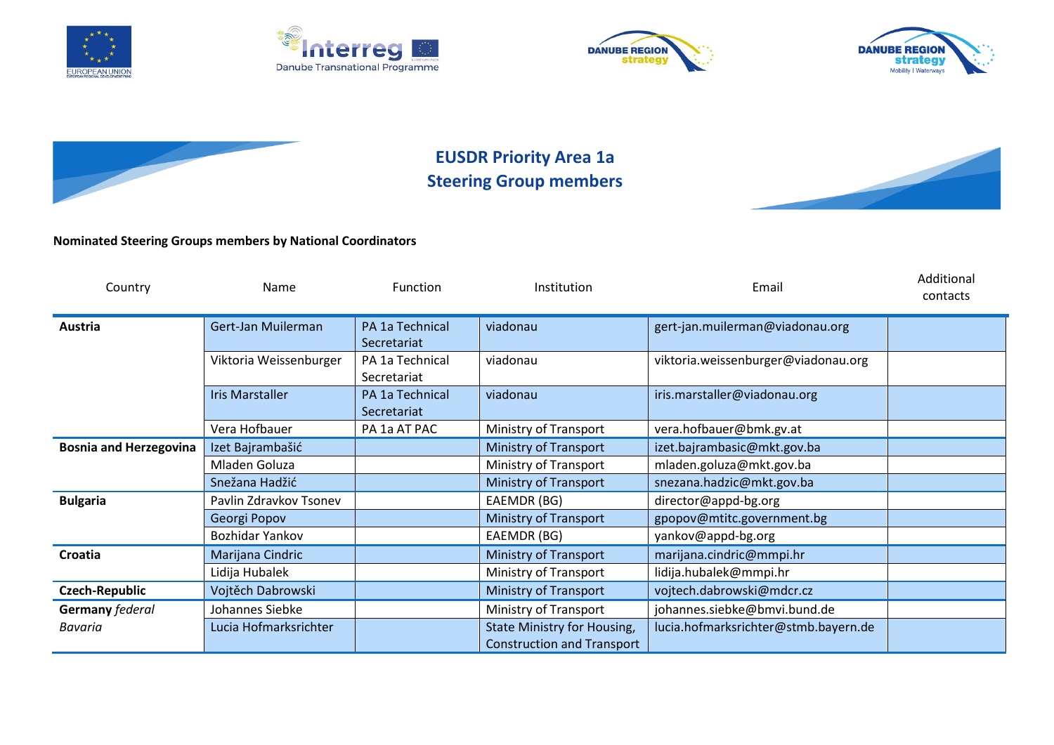# EUSDR Priority Area 1a
## Steering Group members

**Nominated Steering Groups members by National Coordinators**

| Country | Name | Function | Institution | Email | Additional contacts |
|---|---|---|---|---|---|
| **Austria** | Gert-Jan Muilerman | PA 1a Technical Secretariat | viadonau | gert-jan.muilerman@viadonau.org | |
| | Viktoria Weissenburger | PA 1a Technical Secretariat | viadonau | viktoria.weissenburger@viadonau.org | |
| | Iris Marstaller | PA 1a Technical Secretariat | viadonau | iris.marstaller@viadonau.org | |
| | Vera Hofbauer | PA 1a AT PAC | Ministry of Transport | vera.hofbauer@bmk.gv.at | |
| **Bosnia and Herzegovina** | Izet Bajrambašić | | Ministry of Transport | izet.bajrambasic@mkt.gov.ba | |
| | Mladen Goluza | | Ministry of Transport | mladen.goluza@mkt.gov.ba | |
| | Snežana Hadžić | | Ministry of Transport | snezana.hadzic@mkt.gov.ba | |
| **Bulgaria** | Pavlin Zdravkov Tsonev | | EAEMDR (BG) | director@appd-bg.org | |
| | Georgi Popov | | Ministry of Transport | gpopov@mtitc.government.bg | |
| | Bozhidar Yankov | | EAEMDR (BG) | yankov@appd-bg.org | |
| **Croatia** | Marijana Cindric | | Ministry of Transport | marijana.cindric@mmpi.hr | |
| | Lidija Hubalek | | Ministry of Transport | lidija.hubalek@mmpi.hr | |
| **Czech-Republic** | Vojtěch Dabrowski | | Ministry of Transport | vojtech.dabrowski@mdcr.cz | |
| **Germany** *federal* | Johannes Siebke | | Ministry of Transport | johannes.siebke@bmvi.bund.de | |
| *Bavaria* | Lucia Hofmarksrichter | | State Ministry for Housing, Construction and Transport | lucia.hofmarksrichter@stmb.bayern.de | |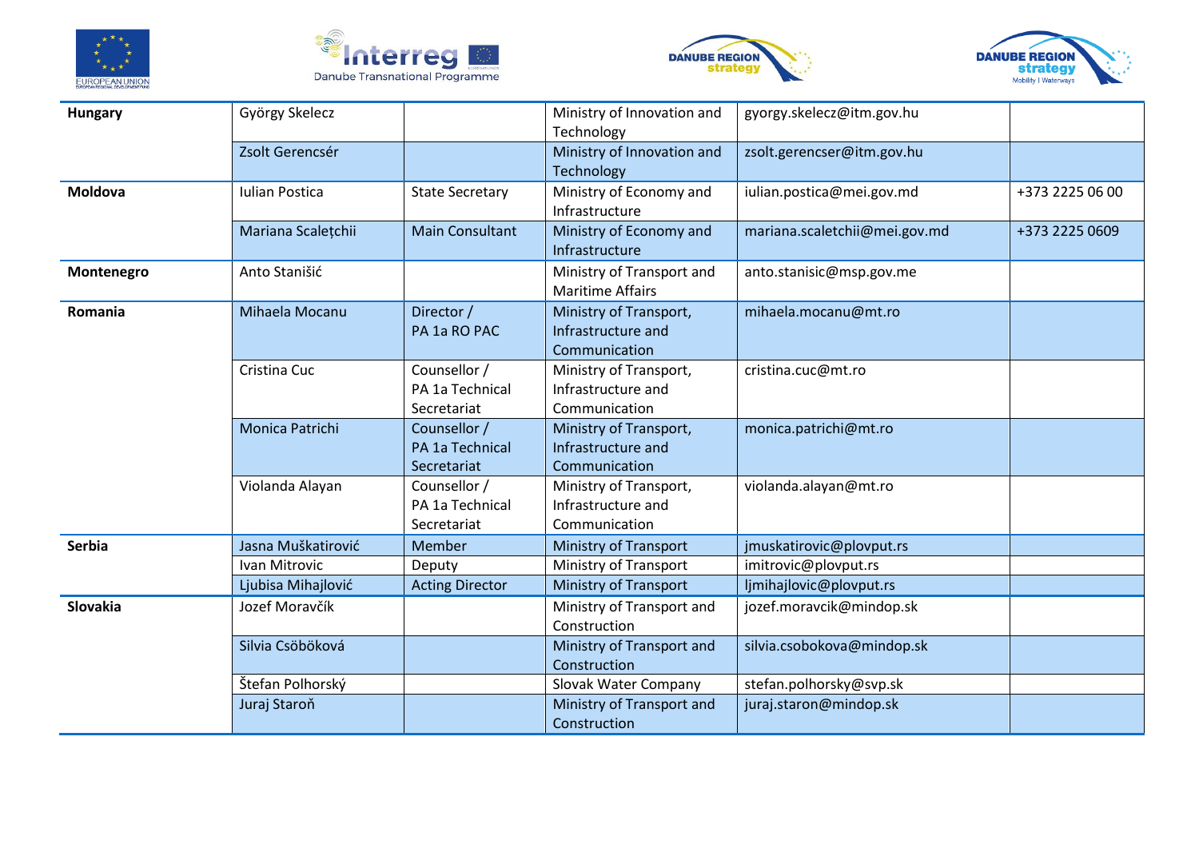| | | | | | |
|---|---|---|---|---|---|
| **Hungary** | György Skelecz | | Ministry of Innovation and Technology | gyorgy.skelecz@itm.gov.hu | |
| | Zsolt Gerencsér | | Ministry of Innovation and Technology | zsolt.gerencser@itm.gov.hu | |
| **Moldova** | Iulian Postica | State Secretary | Ministry of Economy and Infrastructure | iulian.postica@mei.gov.md | +373 2225 06 00 |
| | Mariana Scalețchii | Main Consultant | Ministry of Economy and Infrastructure | mariana.scaletchii@mei.gov.md | +373 2225 0609 |
| **Montenegro** | Anto Stanišić | | Ministry of Transport and Maritime Affairs | anto.stanisic@msp.gov.me | |
| **Romania** | Mihaela Mocanu | Director / PA 1a RO PAC | Ministry of Transport, Infrastructure and Communication | mihaela.mocanu@mt.ro | |
| | Cristina Cuc | Counsellor / PA 1a Technical Secretariat | Ministry of Transport, Infrastructure and Communication | cristina.cuc@mt.ro | |
| | Monica Patrichi | Counsellor / PA 1a Technical Secretariat | Ministry of Transport, Infrastructure and Communication | monica.patrichi@mt.ro | |
| | Violanda Alayan | Counsellor / PA 1a Technical Secretariat | Ministry of Transport, Infrastructure and Communication | violanda.alayan@mt.ro | |
| **Serbia** | Jasna Muškatirović | Member | Ministry of Transport | jmuskatirovic@plovput.rs | |
| | Ivan Mitrovic | Deputy | Ministry of Transport | imitrovic@plovput.rs | |
| | Ljubisa Mihajlović | Acting Director | Ministry of Transport | ljmihajlovic@plovput.rs | |
| **Slovakia** | Jozef Moravčík | | Ministry of Transport and Construction | jozef.moravcik@mindop.sk | |
| | Silvia Csöböková | | Ministry of Transport and Construction | silvia.csobokova@mindop.sk | |
| | Štefan Polhorský | | Slovak Water Company | stefan.polhorsky@svp.sk | |
| | Juraj Staroň | | Ministry of Transport and Construction | juraj.staron@mindop.sk | |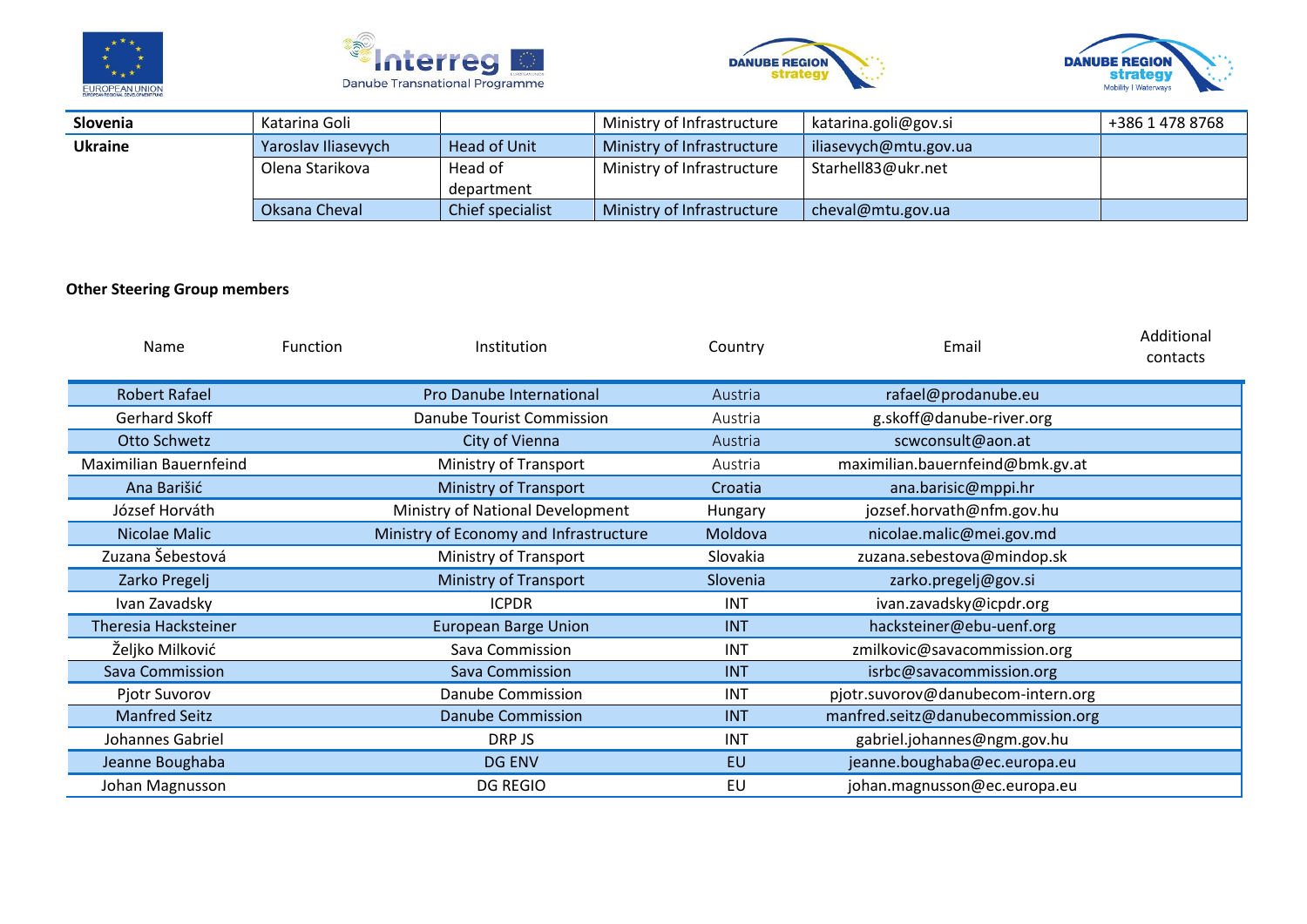| | | | | | |
|---|---|---|---|---|---|
| **Slovenia** | Katarina Goli | | Ministry of Infrastructure | katarina.goli@gov.si | +386 1 478 8768 |
| **Ukraine** | Yaroslav Iliasevych | Head of Unit | Ministry of Infrastructure | iliasevych@mtu.gov.ua | |
| | Olena Starikova | Head of department | Ministry of Infrastructure | Starhell83@ukr.net | |
| | Oksana Cheval | Chief specialist | Ministry of Infrastructure | cheval@mtu.gov.ua | |

**Other Steering Group members**

| Name | Function | Institution | Country | Email | Additional contacts |
|---|---|---|---|---|---|
| Robert Rafael | | Pro Danube International | Austria | rafael@prodanube.eu | |
| Gerhard Skoff | | Danube Tourist Commission | Austria | g.skoff@danube-river.org | |
| Otto Schwetz | | City of Vienna | Austria | scwconsult@aon.at | |
| Maximilian Bauernfeind | | Ministry of Transport | Austria | maximilian.bauernfeind@bmk.gv.at | |
| Ana Barišić | | Ministry of Transport | Croatia | ana.barisic@mppi.hr | |
| József Horváth | | Ministry of National Development | Hungary | jozsef.horvath@nfm.gov.hu | |
| Nicolae Malic | | Ministry of Economy and Infrastructure | Moldova | nicolae.malic@mei.gov.md | |
| Zuzana Šebestová | | Ministry of Transport | Slovakia | zuzana.sebestova@mindop.sk | |
| Zarko Pregelj | | Ministry of Transport | Slovenia | zarko.pregelj@gov.si | |
| Ivan Zavadsky | | ICPDR | INT | ivan.zavadsky@icpdr.org | |
| Theresia Hacksteiner | | European Barge Union | INT | hacksteiner@ebu-uenf.org | |
| Željko Milković | | Sava Commission | INT | zmilkovic@savacommission.org | |
| Sava Commission | | Sava Commission | INT | isrbc@savacommission.org | |
| Pjotr Suvorov | | Danube Commission | INT | pjotr.suvorov@danubecom-intern.org | |
| Manfred Seitz | | Danube Commission | INT | manfred.seitz@danubecommission.org | |
| Johannes Gabriel | | DRP JS | INT | gabriel.johannes@ngm.gov.hu | |
| Jeanne Boughaba | | DG ENV | EU | jeanne.boughaba@ec.europa.eu | |
| Johan Magnusson | | DG REGIO | EU | johan.magnusson@ec.europa.eu | |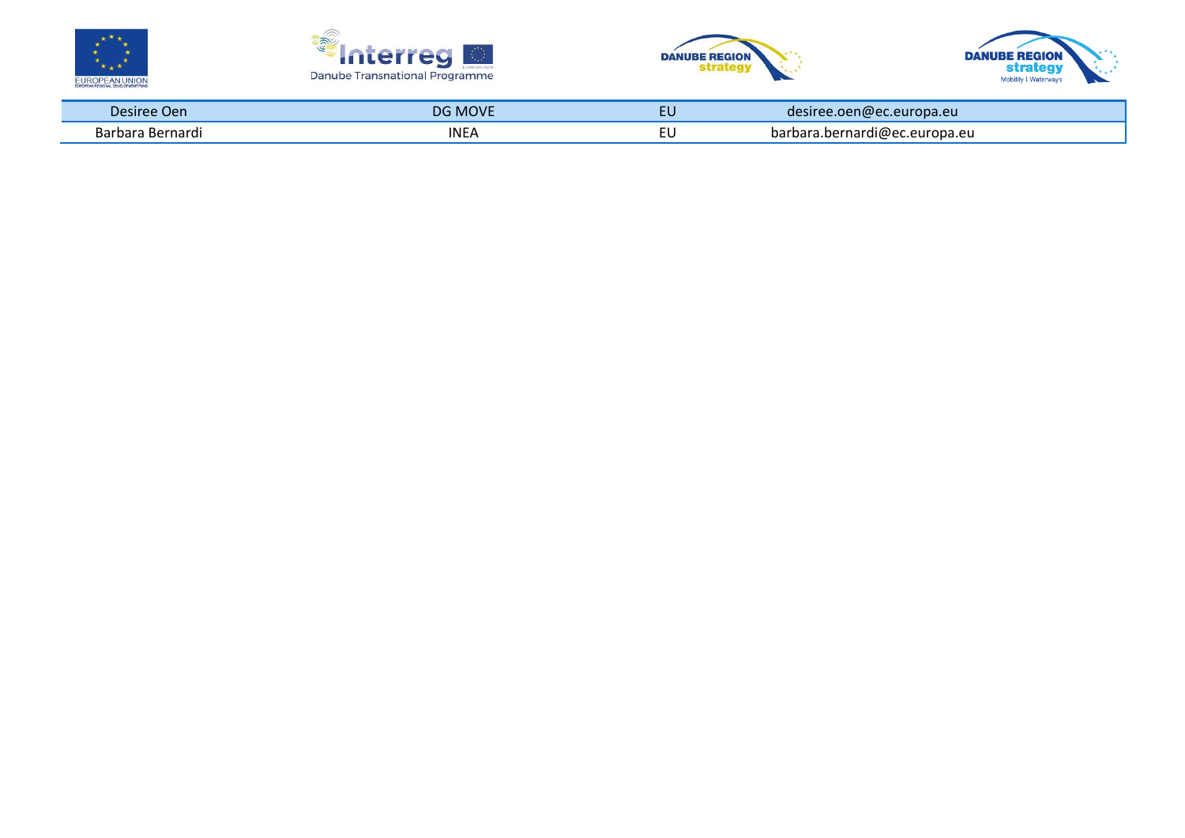| | | | |
|---|---|---|---|
| Desiree Oen | DG MOVE | EU | desiree.oen@ec.europa.eu |
| Barbara Bernardi | INEA | EU | barbara.bernardi@ec.europa.eu |